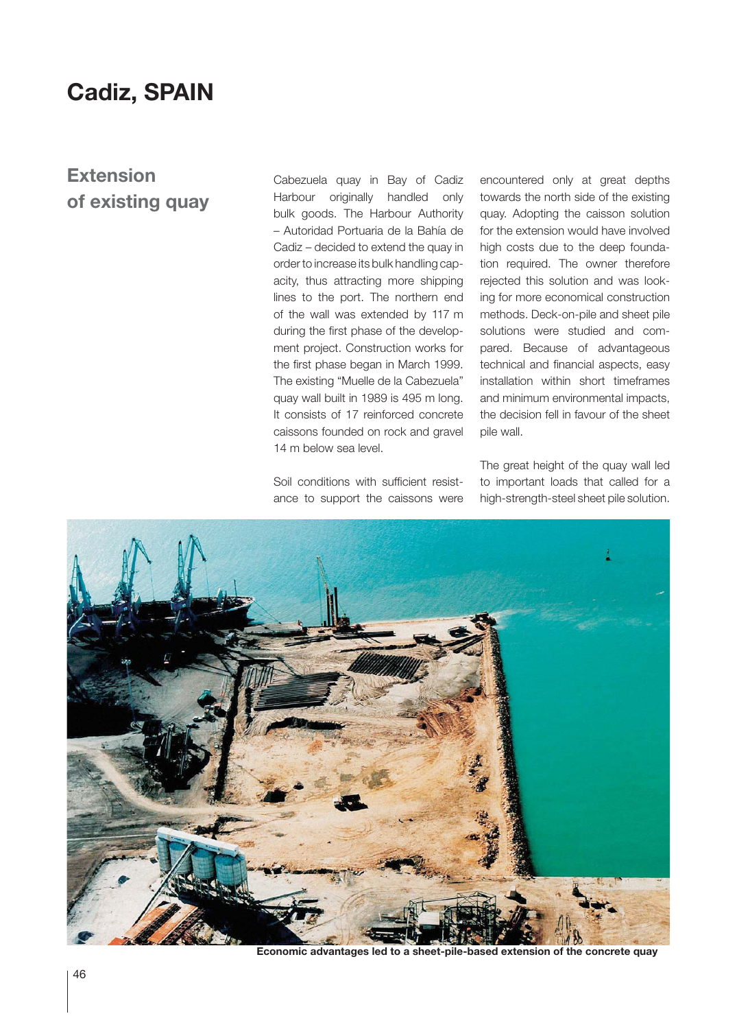# Cadiz, SPAIN

## Extension of existing quay

Cabezuela quay in Bay of Cadiz Harbour originally handled only bulk goods. The Harbour Authority – Autoridad Portuaria de la Bahía de Cadiz – decided to extend the quay in order to increase its bulk handling capacity, thus attracting more shipping lines to the port. The northern end of the wall was extended by 117 m during the first phase of the development project. Construction works for the first phase began in March 1999. The existing "Muelle de la Cabezuela" quay wall built in 1989 is 495 m long. It consists of 17 reinforced concrete caissons founded on rock and gravel 14 m below sea level.

Soil conditions with sufficient resistance to support the caissons were encountered only at great depths towards the north side of the existing quay. Adopting the caisson solution for the extension would have involved high costs due to the deep foundation required. The owner therefore rejected this solution and was looking for more economical construction methods. Deck-on-pile and sheet pile solutions were studied and compared. Because of advantageous technical and financial aspects, easy installation within short timeframes and minimum environmental impacts, the decision fell in favour of the sheet pile wall.

The great height of the quay wall led to important loads that called for a high-strength-steel sheet pile solution.

**Economic advantages led to a sheet-pile-based extension of the concrete quay**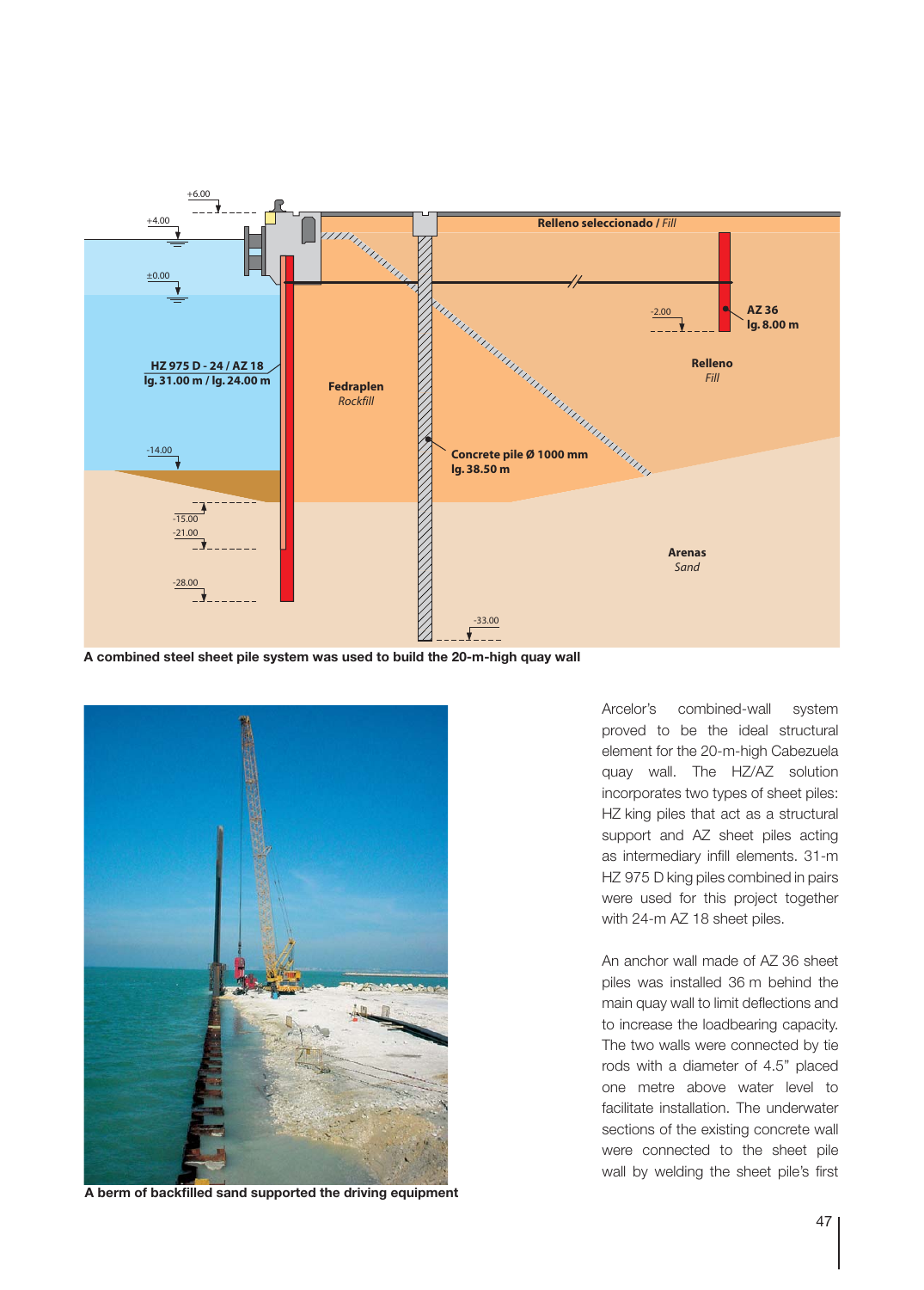A combined steel sheet pile system was used to build the 20-m-high quay wall

A berm of backfilled sand supported the driving equipment

Arcelor's combined-wall system proved to be the ideal structural element for the 20-m-high Cabezuela quay wall. The HZ/AZ solution incorporates two types of sheet piles: HZ king piles that act as a structural support and AZ sheet piles acting as intermediary infill elements. 31-m HZ 975 D king piles combined in pairs were used for this project together with 24-m AZ 18 sheet piles.

An anchor wall made of AZ 36 sheet piles was installed 36 m behind the main quay wall to limit deflections and to increase the loadbearing capacity. The two walls were connected by tie rods with a diameter of 4.5" placed one metre above water level to facilitate installation. The underwater sections of the existing concrete wall were connected to the sheet pile wall by welding the sheet pile's first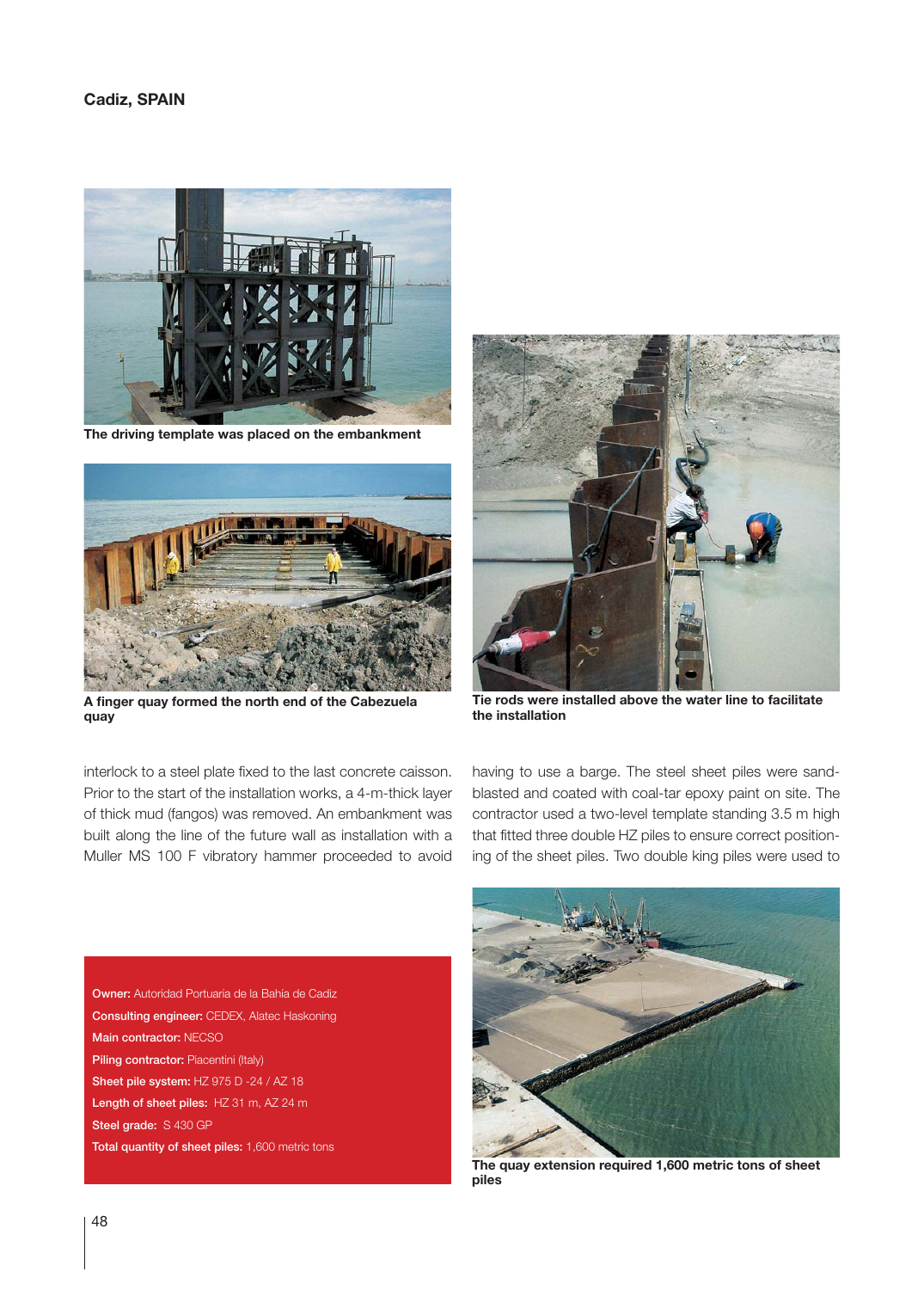## Cadiz, SPAIN

The driving template was placed on the embankment

A finger quay formed the north end of the Cabezuela quay

Tie rods were installed above the water line to facilitate the installation

interlock to a steel plate fixed to the last concrete caisson. Prior to the start of the installation works, a 4-m-thick layer of thick mud (fangos) was removed. An embankment was built along the line of the future wall as installation with a Muller MS 100 F vibratory hammer proceeded to avoid having to use a barge. The steel sheet piles were sand-blasted and coated with coal-tar epoxy paint on site. The contractor used a two-level template standing 3.5 m high that fitted three double HZ piles to ensure correct positioning of the sheet piles. Two double king piles were used to

**Owner:** Autoridad Portuaria de la Bahía de Cadiz
**Consulting engineer:** CEDEX, Alatec Haskoning
**Main contractor:** NECSO
**Piling contractor:** Piacentini (Italy)
**Sheet pile system:** HZ 975 D -24 / AZ 18
**Length of sheet piles:** HZ 31 m, AZ 24 m
**Steel grade:** S 430 GP
**Total quantity of sheet piles:** 1,600 metric tons

The quay extension required 1,600 metric tons of sheet piles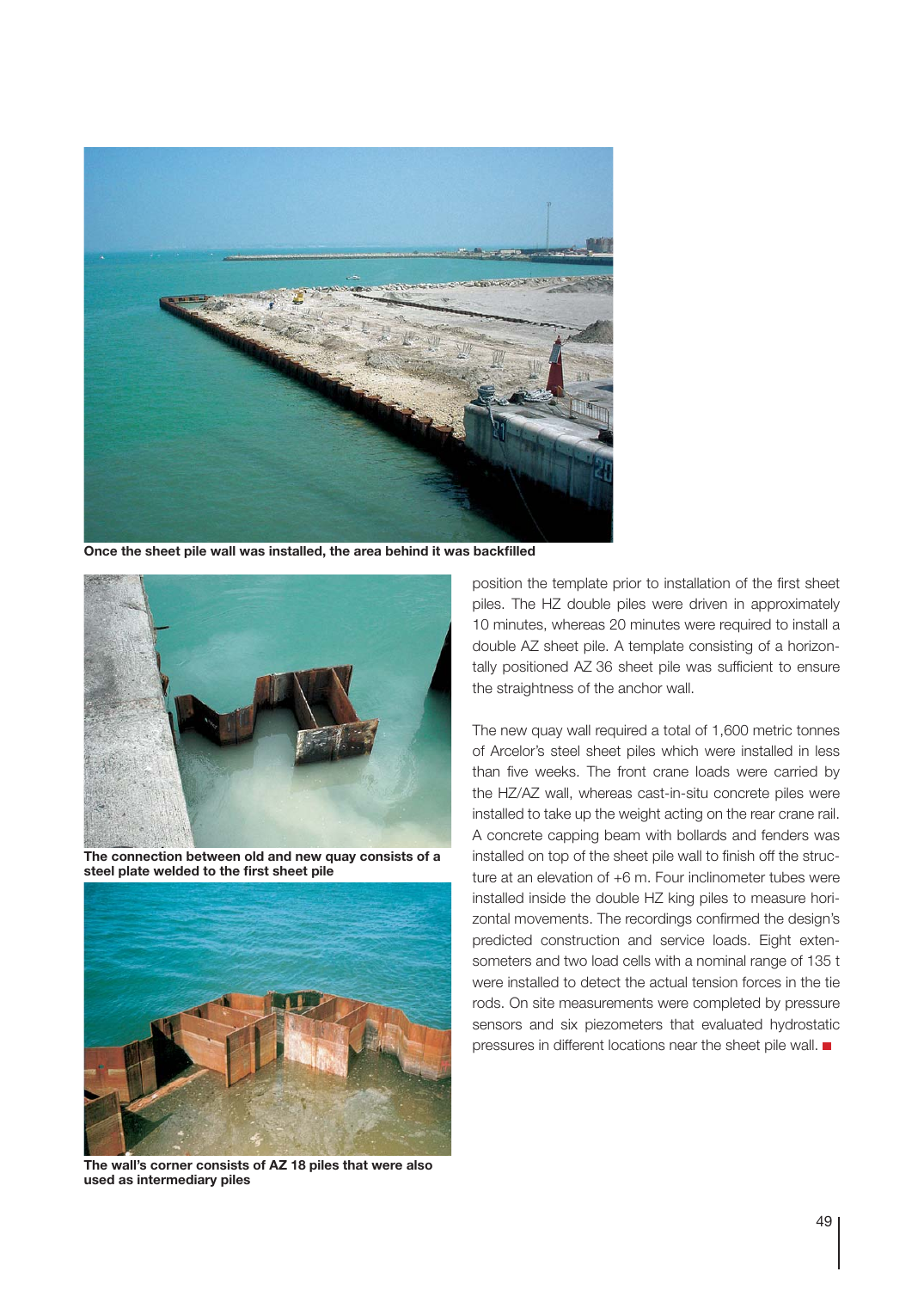Once the sheet pile wall was installed, the area behind it was backfilled

The connection between old and new quay consists of a steel plate welded to the first sheet pile

The wall's corner consists of AZ 18 piles that were also used as intermediary piles

position the template prior to installation of the first sheet piles. The HZ double piles were driven in approximately 10 minutes, whereas 20 minutes were required to install a double AZ sheet pile. A template consisting of a horizontally positioned AZ 36 sheet pile was sufficient to ensure the straightness of the anchor wall.

The new quay wall required a total of 1,600 metric tonnes of Arcelor's steel sheet piles which were installed in less than five weeks. The front crane loads were carried by the HZ/AZ wall, whereas cast-in-situ concrete piles were installed to take up the weight acting on the rear crane rail. A concrete capping beam with bollards and fenders was installed on top of the sheet pile wall to finish off the structure at an elevation of +6 m. Four inclinometer tubes were installed inside the double HZ king piles to measure horizontal movements. The recordings confirmed the design's predicted construction and service loads. Eight extensometers and two load cells with a nominal range of 135 t were installed to detect the actual tension forces in the tie rods. On site measurements were completed by pressure sensors and six piezometers that evaluated hydrostatic pressures in different locations near the sheet pile wall.